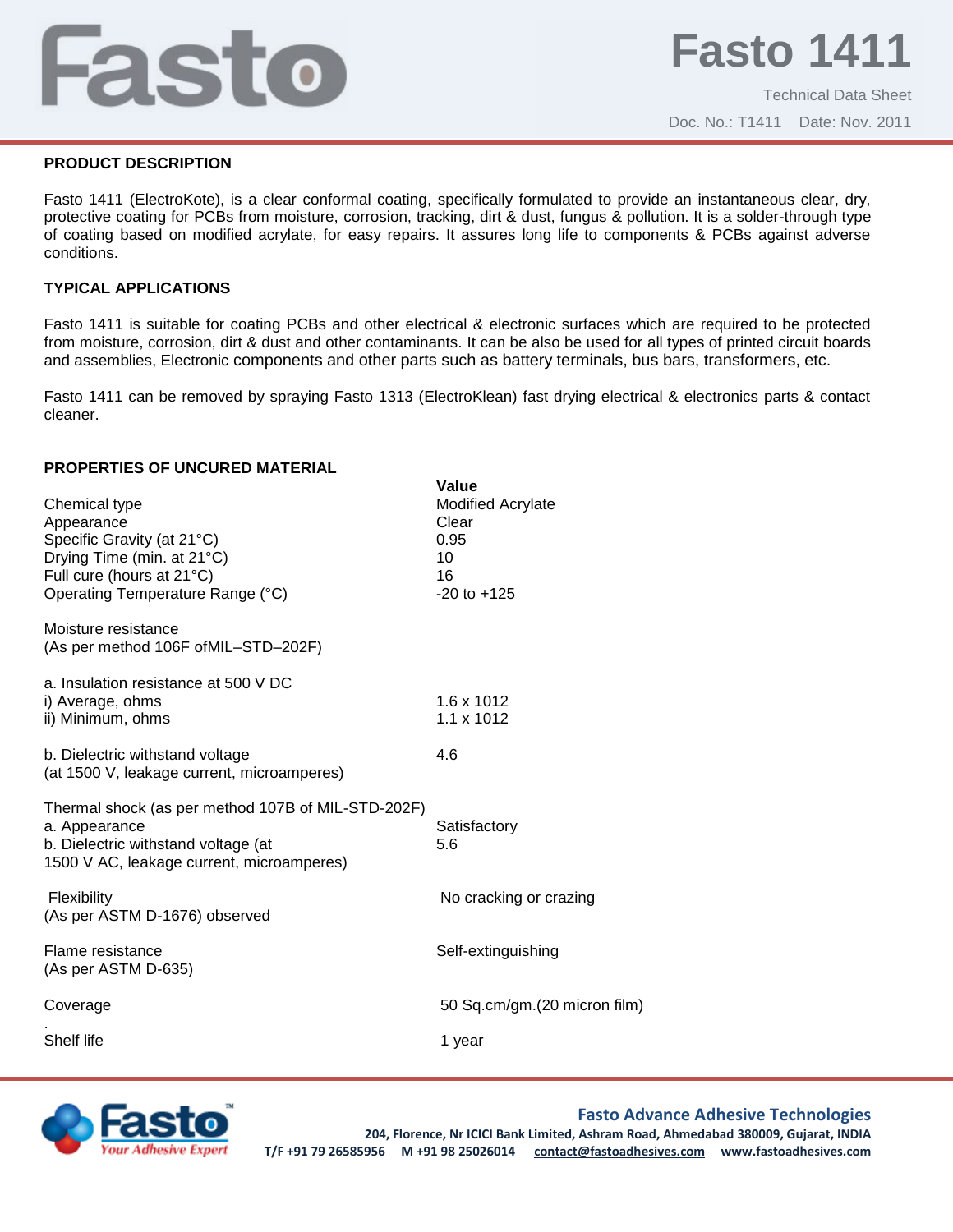# Fasto 1411

Technical Data Sheet

Doc. No.: T1411 Date: Nov. 2011

## PRODUCT DESCRIPTION

Fasto 1411 (ElectroKote), is a clear conformal coating, specifically formulated to provide an instantaneous clear, dry, protective coating for PCBs from moisture, corrosion, tracking, dirt & dust, fungus & pollution. It is a solder-through type of coating based on modified acrylate, for easy repairs. It assures long life to components & PCBs against adverse conditions.

## TYPICAL APPLICATIONS

Fasto 1411 is suitable for coating PCBs and other electrical & electronic surfaces which are required to be protected from moisture, corrosion, dirt & dust and other contaminants. It can be also be used for all types of printed circuit boards and assemblies, Electronic components and other parts such as battery terminals, bus bars, transformers, etc.

Fasto 1411 can be removed by spraying Fasto 1313 (ElectroKlean) fast drying electrical & electronics parts & contact cleaner.

## PROPERTIES OF UNCURED MATERIAL

| | Value |
|---|---|
| Chemical type | Modified Acrylate |
| Appearance | Clear |
| Specific Gravity (at 21°C) | 0.95 |
| Drying Time (min. at 21°C) | 10 |
| Full cure (hours at 21°C) | 16 |
| Operating Temperature Range (°C) | -20 to +125 |
| Moisture resistance (As per method 106F ofMIL–STD–202F) | |
| a. Insulation resistance at 500 V DC | |
| i) Average, ohms | 1.6 x 1012 |
| ii) Minimum, ohms | 1.1 x 1012 |
| b. Dielectric withstand voltage (at 1500 V, leakage current, microamperes) | 4.6 |
| Thermal shock (as per method 107B of MIL-STD-202F) | |
| a. Appearance | Satisfactory |
| b. Dielectric withstand voltage (at 1500 V AC, leakage current, microamperes) | 5.6 |
| Flexibility (As per ASTM D-1676) observed | No cracking or crazing |
| Flame resistance (As per ASTM D-635) | Self-extinguishing |
| Coverage | 50 Sq.cm/gm.(20 micron film) |
| Shelf life | 1 year |

**Fasto Advance Adhesive Technologies**
204, Florence, Nr ICICI Bank Limited, Ashram Road, Ahmedabad 380009, Gujarat, INDIA
T/F +91 79 26585956 M +91 98 25026014 contact@fastoadhesives.com www.fastoadhesives.com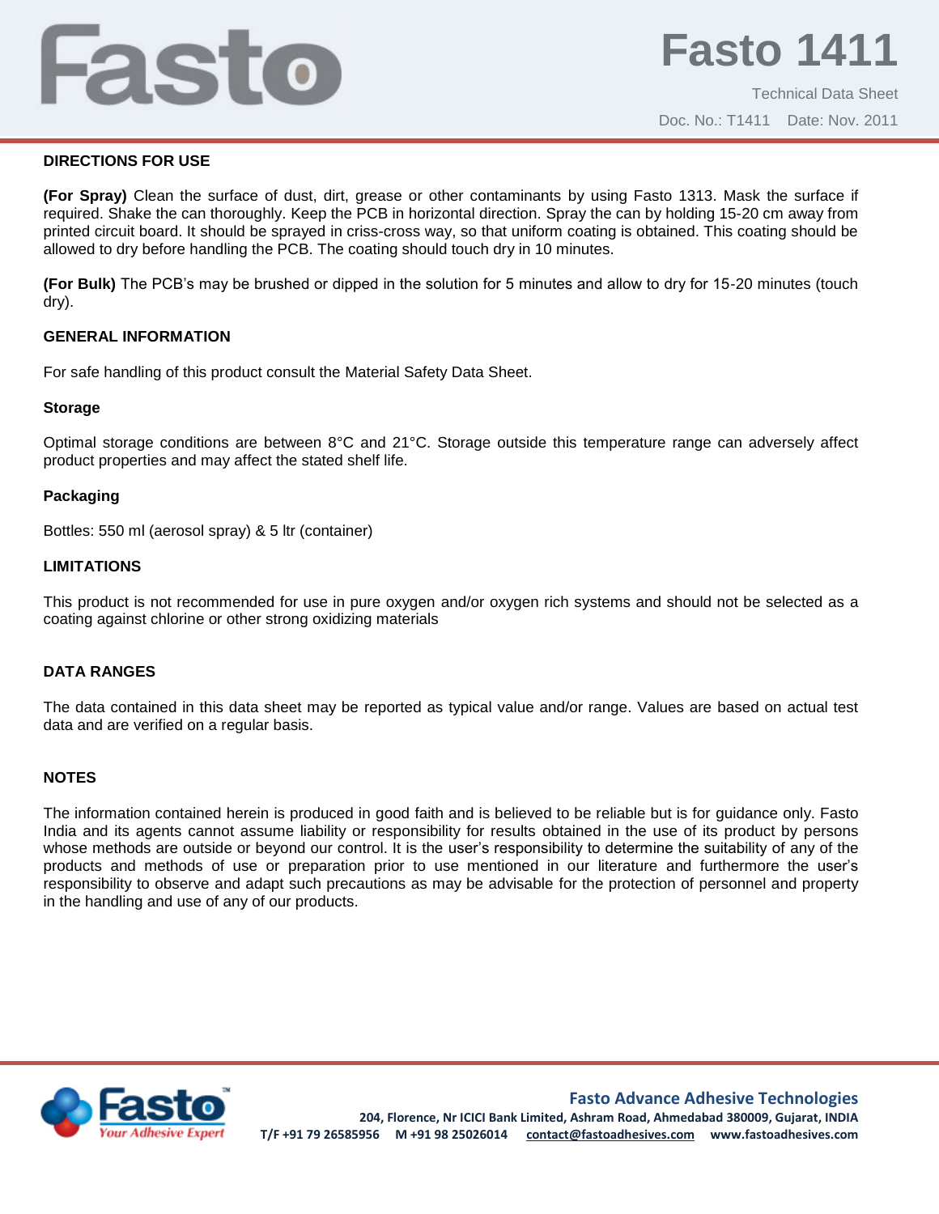## DIRECTIONS FOR USE

**(For Spray)** Clean the surface of dust, dirt, grease or other contaminants by using Fasto 1313. Mask the surface if required. Shake the can thoroughly. Keep the PCB in horizontal direction. Spray the can by holding 15-20 cm away from printed circuit board. It should be sprayed in criss-cross way, so that uniform coating is obtained. This coating should be allowed to dry before handling the PCB. The coating should touch dry in 10 minutes.

**(For Bulk)** The PCB's may be brushed or dipped in the solution for 5 minutes and allow to dry for 15-20 minutes (touch dry).

## GENERAL INFORMATION

For safe handling of this product consult the Material Safety Data Sheet.

### Storage

Optimal storage conditions are between 8°C and 21°C. Storage outside this temperature range can adversely affect product properties and may affect the stated shelf life.

### Packaging

Bottles: 550 ml (aerosol spray) & 5 ltr (container)

## LIMITATIONS

This product is not recommended for use in pure oxygen and/or oxygen rich systems and should not be selected as a coating against chlorine or other strong oxidizing materials

## DATA RANGES

The data contained in this data sheet may be reported as typical value and/or range. Values are based on actual test data and are verified on a regular basis.

## NOTES

The information contained herein is produced in good faith and is believed to be reliable but is for guidance only. Fasto India and its agents cannot assume liability or responsibility for results obtained in the use of its product by persons whose methods are outside or beyond our control. It is the user's responsibility to determine the suitability of any of the products and methods of use or preparation prior to use mentioned in our literature and furthermore the user's responsibility to observe and adapt such precautions as may be advisable for the protection of personnel and property in the handling and use of any of our products.